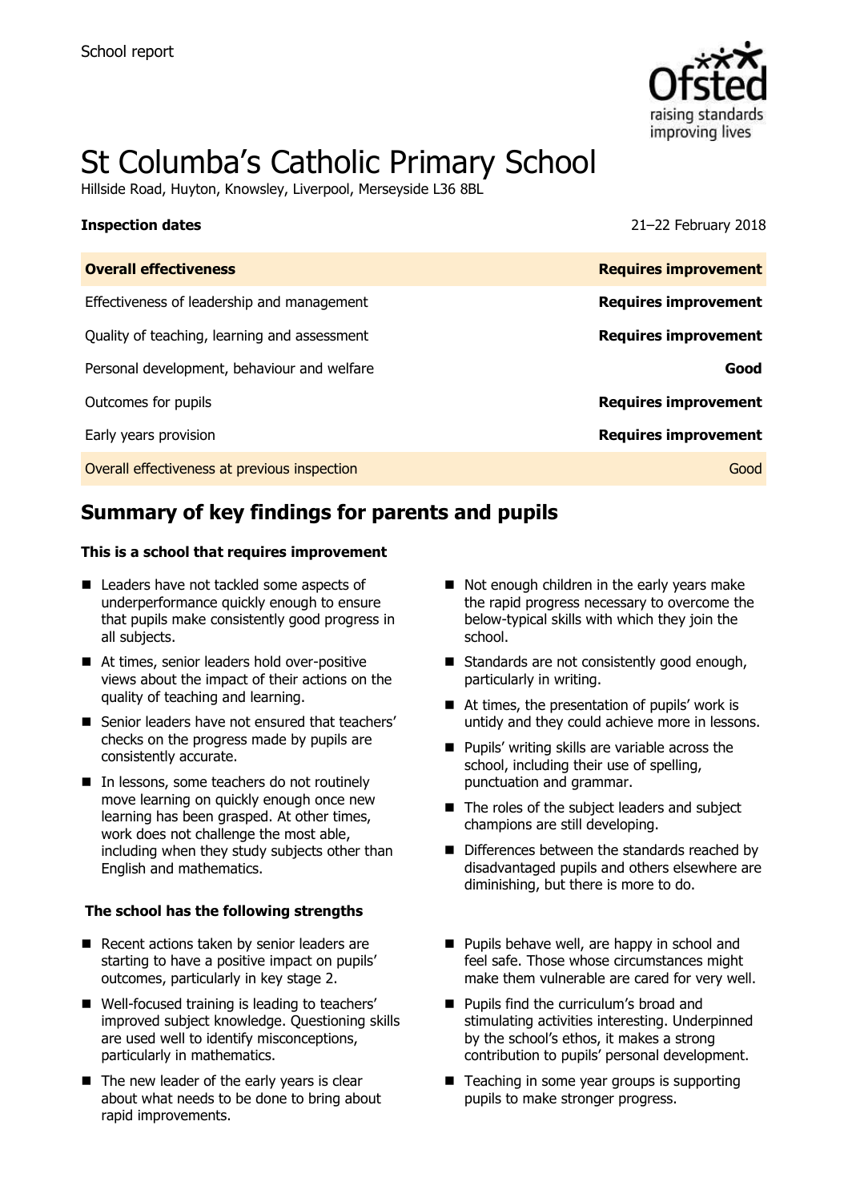School report

# St Columba's Catholic Primary School

Hillside Road, Huyton, Knowsley, Liverpool, Merseyside L36 8BL

**Inspection dates** 21–22 February 2018

| **Overall effectiveness** | **Requires improvement** |
|---|---|
| Effectiveness of leadership and management | **Requires improvement** |
| Quality of teaching, learning and assessment | **Requires improvement** |
| Personal development, behaviour and welfare | **Good** |
| Outcomes for pupils | **Requires improvement** |
| Early years provision | **Requires improvement** |
| Overall effectiveness at previous inspection | Good |

## Summary of key findings for parents and pupils

**This is a school that requires improvement**

- Leaders have not tackled some aspects of underperformance quickly enough to ensure that pupils make consistently good progress in all subjects.
- At times, senior leaders hold over-positive views about the impact of their actions on the quality of teaching and learning.
- Senior leaders have not ensured that teachers' checks on the progress made by pupils are consistently accurate.
- In lessons, some teachers do not routinely move learning on quickly enough once new learning has been grasped. At other times, work does not challenge the most able, including when they study subjects other than English and mathematics.
- Not enough children in the early years make the rapid progress necessary to overcome the below-typical skills with which they join the school.
- Standards are not consistently good enough, particularly in writing.
- At times, the presentation of pupils' work is untidy and they could achieve more in lessons.
- Pupils' writing skills are variable across the school, including their use of spelling, punctuation and grammar.
- The roles of the subject leaders and subject champions are still developing.
- Differences between the standards reached by disadvantaged pupils and others elsewhere are diminishing, but there is more to do.

**The school has the following strengths**

- Recent actions taken by senior leaders are starting to have a positive impact on pupils' outcomes, particularly in key stage 2.
- Well-focused training is leading to teachers' improved subject knowledge. Questioning skills are used well to identify misconceptions, particularly in mathematics.
- The new leader of the early years is clear about what needs to be done to bring about rapid improvements.
- Pupils behave well, are happy in school and feel safe. Those whose circumstances might make them vulnerable are cared for very well.
- Pupils find the curriculum's broad and stimulating activities interesting. Underpinned by the school's ethos, it makes a strong contribution to pupils' personal development.
- Teaching in some year groups is supporting pupils to make stronger progress.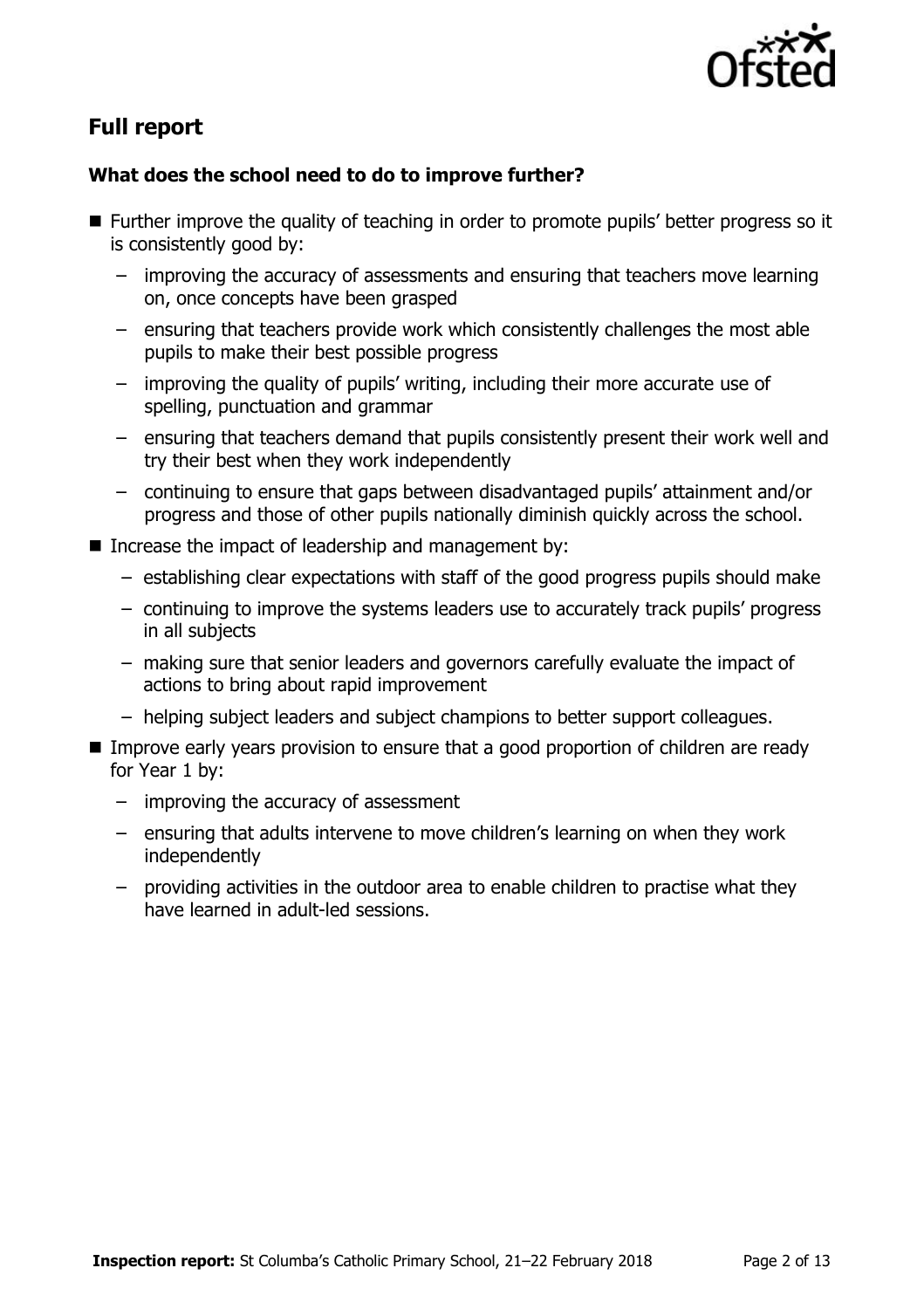## Full report

### What does the school need to do to improve further?

- Further improve the quality of teaching in order to promote pupils' better progress so it is consistently good by:
  - improving the accuracy of assessments and ensuring that teachers move learning on, once concepts have been grasped
  - ensuring that teachers provide work which consistently challenges the most able pupils to make their best possible progress
  - improving the quality of pupils' writing, including their more accurate use of spelling, punctuation and grammar
  - ensuring that teachers demand that pupils consistently present their work well and try their best when they work independently
  - continuing to ensure that gaps between disadvantaged pupils' attainment and/or progress and those of other pupils nationally diminish quickly across the school.
- Increase the impact of leadership and management by:
  - establishing clear expectations with staff of the good progress pupils should make
  - continuing to improve the systems leaders use to accurately track pupils' progress in all subjects
  - making sure that senior leaders and governors carefully evaluate the impact of actions to bring about rapid improvement
  - helping subject leaders and subject champions to better support colleagues.
- Improve early years provision to ensure that a good proportion of children are ready for Year 1 by:
  - improving the accuracy of assessment
  - ensuring that adults intervene to move children's learning on when they work independently
  - providing activities in the outdoor area to enable children to practise what they have learned in adult-led sessions.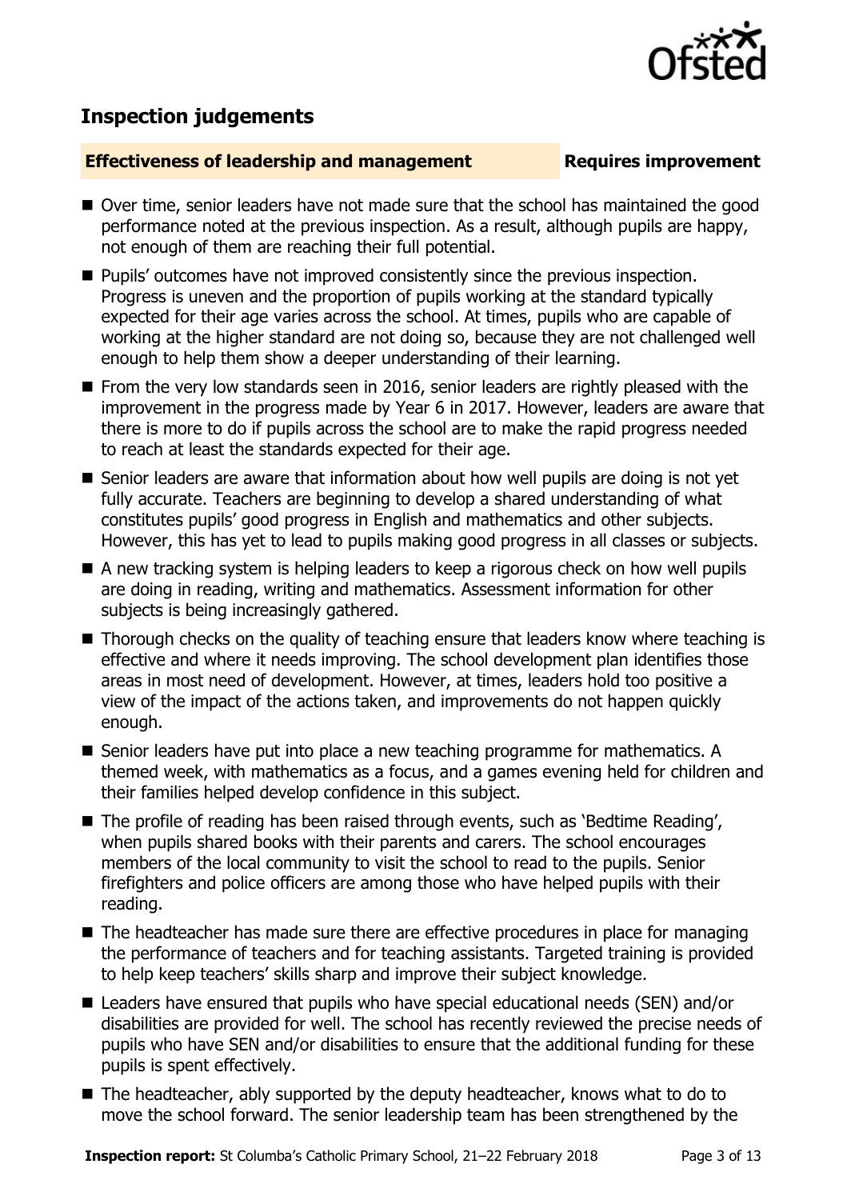## Inspection judgements

### Effectiveness of leadership and management — Requires improvement

- Over time, senior leaders have not made sure that the school has maintained the good performance noted at the previous inspection. As a result, although pupils are happy, not enough of them are reaching their full potential.
- Pupils' outcomes have not improved consistently since the previous inspection. Progress is uneven and the proportion of pupils working at the standard typically expected for their age varies across the school. At times, pupils who are capable of working at the higher standard are not doing so, because they are not challenged well enough to help them show a deeper understanding of their learning.
- From the very low standards seen in 2016, senior leaders are rightly pleased with the improvement in the progress made by Year 6 in 2017. However, leaders are aware that there is more to do if pupils across the school are to make the rapid progress needed to reach at least the standards expected for their age.
- Senior leaders are aware that information about how well pupils are doing is not yet fully accurate. Teachers are beginning to develop a shared understanding of what constitutes pupils' good progress in English and mathematics and other subjects. However, this has yet to lead to pupils making good progress in all classes or subjects.
- A new tracking system is helping leaders to keep a rigorous check on how well pupils are doing in reading, writing and mathematics. Assessment information for other subjects is being increasingly gathered.
- Thorough checks on the quality of teaching ensure that leaders know where teaching is effective and where it needs improving. The school development plan identifies those areas in most need of development. However, at times, leaders hold too positive a view of the impact of the actions taken, and improvements do not happen quickly enough.
- Senior leaders have put into place a new teaching programme for mathematics. A themed week, with mathematics as a focus, and a games evening held for children and their families helped develop confidence in this subject.
- The profile of reading has been raised through events, such as 'Bedtime Reading', when pupils shared books with their parents and carers. The school encourages members of the local community to visit the school to read to the pupils. Senior firefighters and police officers are among those who have helped pupils with their reading.
- The headteacher has made sure there are effective procedures in place for managing the performance of teachers and for teaching assistants. Targeted training is provided to help keep teachers' skills sharp and improve their subject knowledge.
- Leaders have ensured that pupils who have special educational needs (SEN) and/or disabilities are provided for well. The school has recently reviewed the precise needs of pupils who have SEN and/or disabilities to ensure that the additional funding for these pupils is spent effectively.
- The headteacher, ably supported by the deputy headteacher, knows what to do to move the school forward. The senior leadership team has been strengthened by the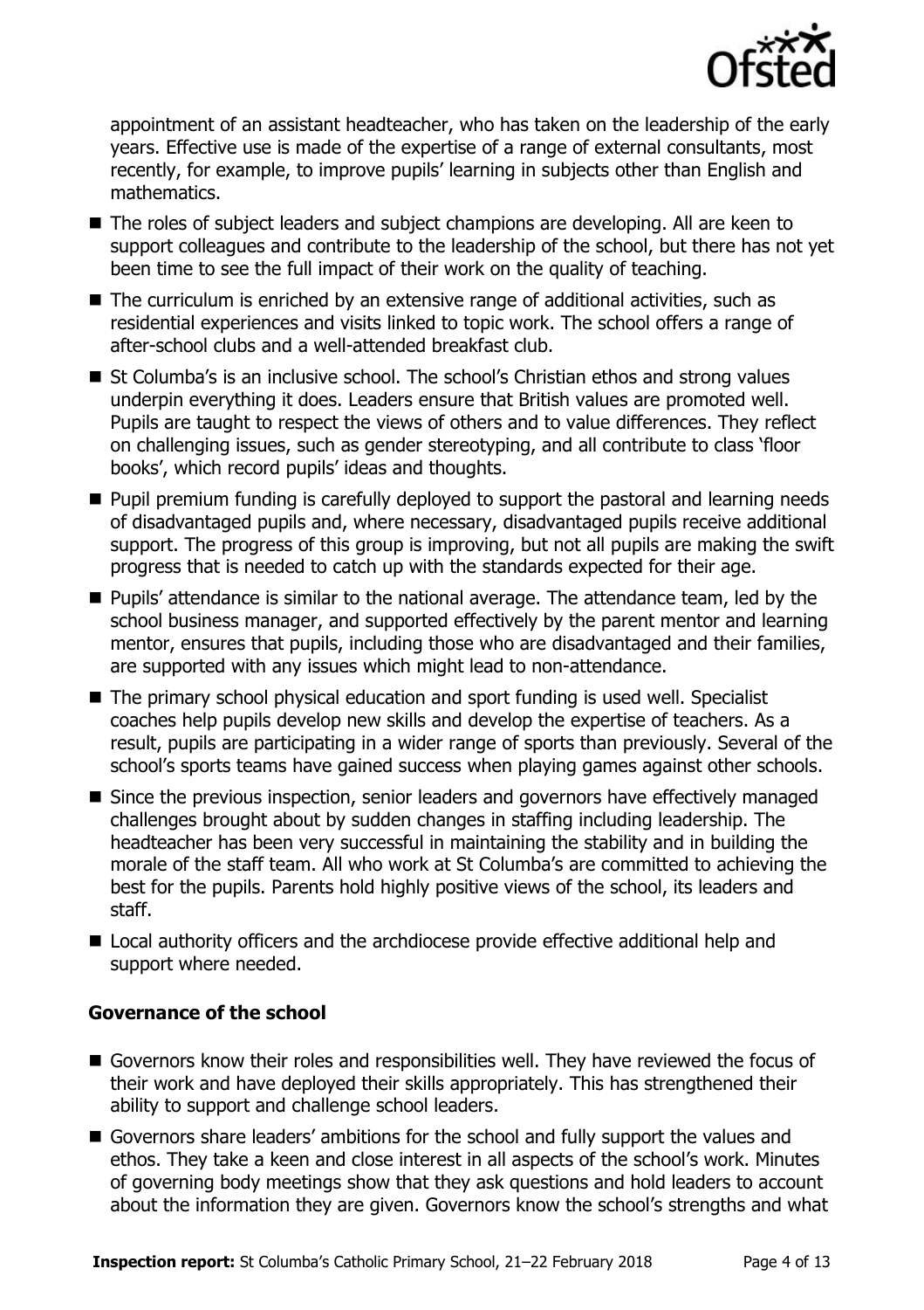appointment of an assistant headteacher, who has taken on the leadership of the early years. Effective use is made of the expertise of a range of external consultants, most recently, for example, to improve pupils' learning in subjects other than English and mathematics.

- The roles of subject leaders and subject champions are developing. All are keen to support colleagues and contribute to the leadership of the school, but there has not yet been time to see the full impact of their work on the quality of teaching.
- The curriculum is enriched by an extensive range of additional activities, such as residential experiences and visits linked to topic work. The school offers a range of after-school clubs and a well-attended breakfast club.
- St Columba's is an inclusive school. The school's Christian ethos and strong values underpin everything it does. Leaders ensure that British values are promoted well. Pupils are taught to respect the views of others and to value differences. They reflect on challenging issues, such as gender stereotyping, and all contribute to class 'floor books', which record pupils' ideas and thoughts.
- Pupil premium funding is carefully deployed to support the pastoral and learning needs of disadvantaged pupils and, where necessary, disadvantaged pupils receive additional support. The progress of this group is improving, but not all pupils are making the swift progress that is needed to catch up with the standards expected for their age.
- Pupils' attendance is similar to the national average. The attendance team, led by the school business manager, and supported effectively by the parent mentor and learning mentor, ensures that pupils, including those who are disadvantaged and their families, are supported with any issues which might lead to non-attendance.
- The primary school physical education and sport funding is used well. Specialist coaches help pupils develop new skills and develop the expertise of teachers. As a result, pupils are participating in a wider range of sports than previously. Several of the school's sports teams have gained success when playing games against other schools.
- Since the previous inspection, senior leaders and governors have effectively managed challenges brought about by sudden changes in staffing including leadership. The headteacher has been very successful in maintaining the stability and in building the morale of the staff team. All who work at St Columba's are committed to achieving the best for the pupils. Parents hold highly positive views of the school, its leaders and staff.
- Local authority officers and the archdiocese provide effective additional help and support where needed.

### Governance of the school

- Governors know their roles and responsibilities well. They have reviewed the focus of their work and have deployed their skills appropriately. This has strengthened their ability to support and challenge school leaders.
- Governors share leaders' ambitions for the school and fully support the values and ethos. They take a keen and close interest in all aspects of the school's work. Minutes of governing body meetings show that they ask questions and hold leaders to account about the information they are given. Governors know the school's strengths and what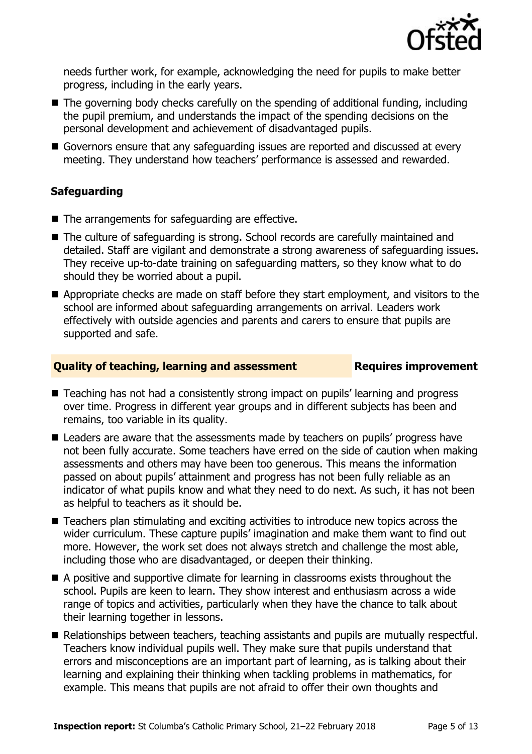needs further work, for example, acknowledging the need for pupils to make better progress, including in the early years.

- The governing body checks carefully on the spending of additional funding, including the pupil premium, and understands the impact of the spending decisions on the personal development and achievement of disadvantaged pupils.
- Governors ensure that any safeguarding issues are reported and discussed at every meeting. They understand how teachers' performance is assessed and rewarded.

### Safeguarding

- The arrangements for safeguarding are effective.
- The culture of safeguarding is strong. School records are carefully maintained and detailed. Staff are vigilant and demonstrate a strong awareness of safeguarding issues. They receive up-to-date training on safeguarding matters, so they know what to do should they be worried about a pupil.
- Appropriate checks are made on staff before they start employment, and visitors to the school are informed about safeguarding arrangements on arrival. Leaders work effectively with outside agencies and parents and carers to ensure that pupils are supported and safe.

## Quality of teaching, learning and assessment — Requires improvement

- Teaching has not had a consistently strong impact on pupils' learning and progress over time. Progress in different year groups and in different subjects has been and remains, too variable in its quality.
- Leaders are aware that the assessments made by teachers on pupils' progress have not been fully accurate. Some teachers have erred on the side of caution when making assessments and others may have been too generous. This means the information passed on about pupils' attainment and progress has not been fully reliable as an indicator of what pupils know and what they need to do next. As such, it has not been as helpful to teachers as it should be.
- Teachers plan stimulating and exciting activities to introduce new topics across the wider curriculum. These capture pupils' imagination and make them want to find out more. However, the work set does not always stretch and challenge the most able, including those who are disadvantaged, or deepen their thinking.
- A positive and supportive climate for learning in classrooms exists throughout the school. Pupils are keen to learn. They show interest and enthusiasm across a wide range of topics and activities, particularly when they have the chance to talk about their learning together in lessons.
- Relationships between teachers, teaching assistants and pupils are mutually respectful. Teachers know individual pupils well. They make sure that pupils understand that errors and misconceptions are an important part of learning, as is talking about their learning and explaining their thinking when tackling problems in mathematics, for example. This means that pupils are not afraid to offer their own thoughts and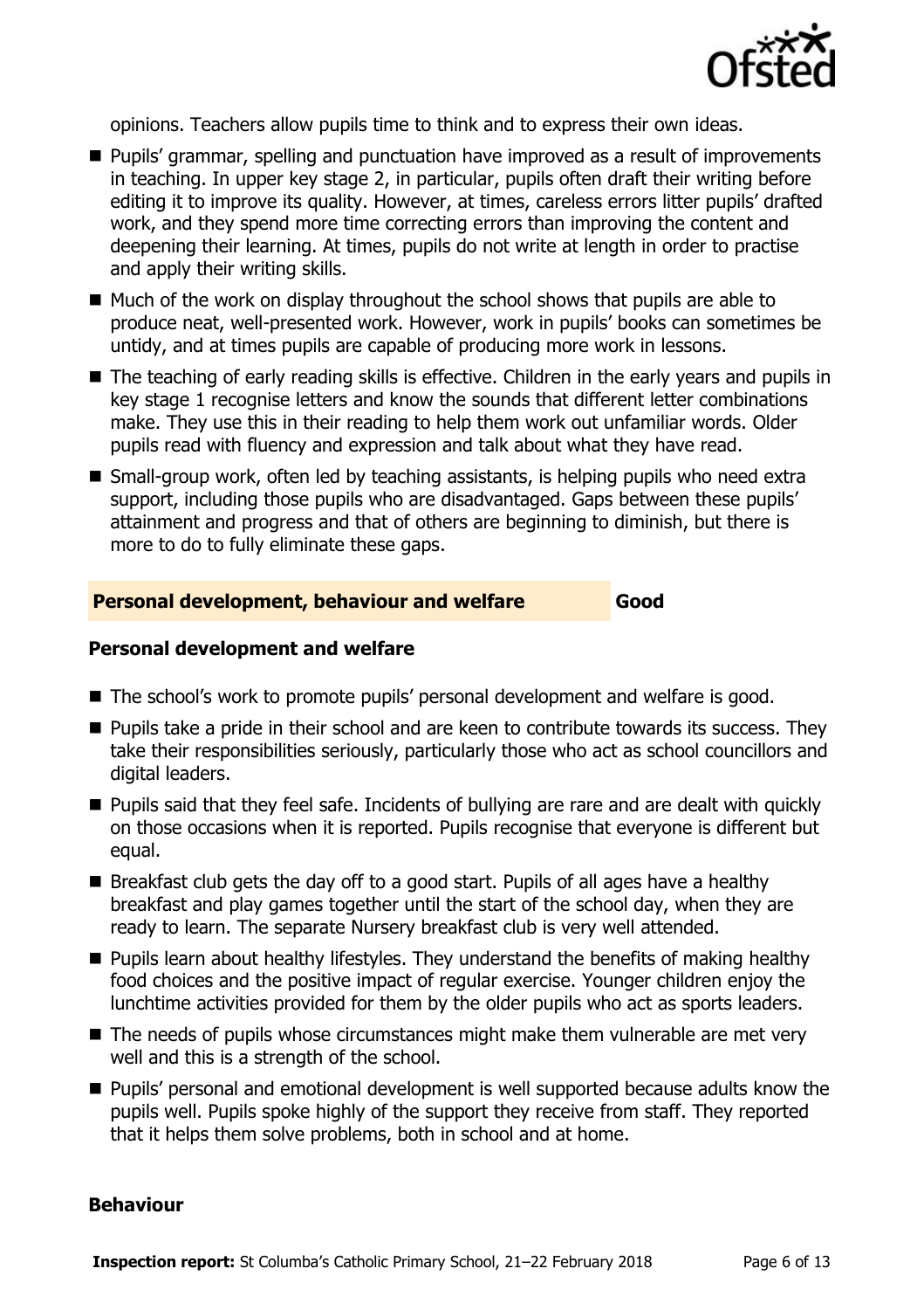opinions. Teachers allow pupils time to think and to express their own ideas.

- Pupils' grammar, spelling and punctuation have improved as a result of improvements in teaching. In upper key stage 2, in particular, pupils often draft their writing before editing it to improve its quality. However, at times, careless errors litter pupils' drafted work, and they spend more time correcting errors than improving the content and deepening their learning. At times, pupils do not write at length in order to practise and apply their writing skills.
- Much of the work on display throughout the school shows that pupils are able to produce neat, well-presented work. However, work in pupils' books can sometimes be untidy, and at times pupils are capable of producing more work in lessons.
- The teaching of early reading skills is effective. Children in the early years and pupils in key stage 1 recognise letters and know the sounds that different letter combinations make. They use this in their reading to help them work out unfamiliar words. Older pupils read with fluency and expression and talk about what they have read.
- Small-group work, often led by teaching assistants, is helping pupils who need extra support, including those pupils who are disadvantaged. Gaps between these pupils' attainment and progress and that of others are beginning to diminish, but there is more to do to fully eliminate these gaps.

## Personal development, behaviour and welfare — Good

### Personal development and welfare

- The school's work to promote pupils' personal development and welfare is good.
- Pupils take a pride in their school and are keen to contribute towards its success. They take their responsibilities seriously, particularly those who act as school councillors and digital leaders.
- Pupils said that they feel safe. Incidents of bullying are rare and are dealt with quickly on those occasions when it is reported. Pupils recognise that everyone is different but equal.
- Breakfast club gets the day off to a good start. Pupils of all ages have a healthy breakfast and play games together until the start of the school day, when they are ready to learn. The separate Nursery breakfast club is very well attended.
- Pupils learn about healthy lifestyles. They understand the benefits of making healthy food choices and the positive impact of regular exercise. Younger children enjoy the lunchtime activities provided for them by the older pupils who act as sports leaders.
- The needs of pupils whose circumstances might make them vulnerable are met very well and this is a strength of the school.
- Pupils' personal and emotional development is well supported because adults know the pupils well. Pupils spoke highly of the support they receive from staff. They reported that it helps them solve problems, both in school and at home.

### Behaviour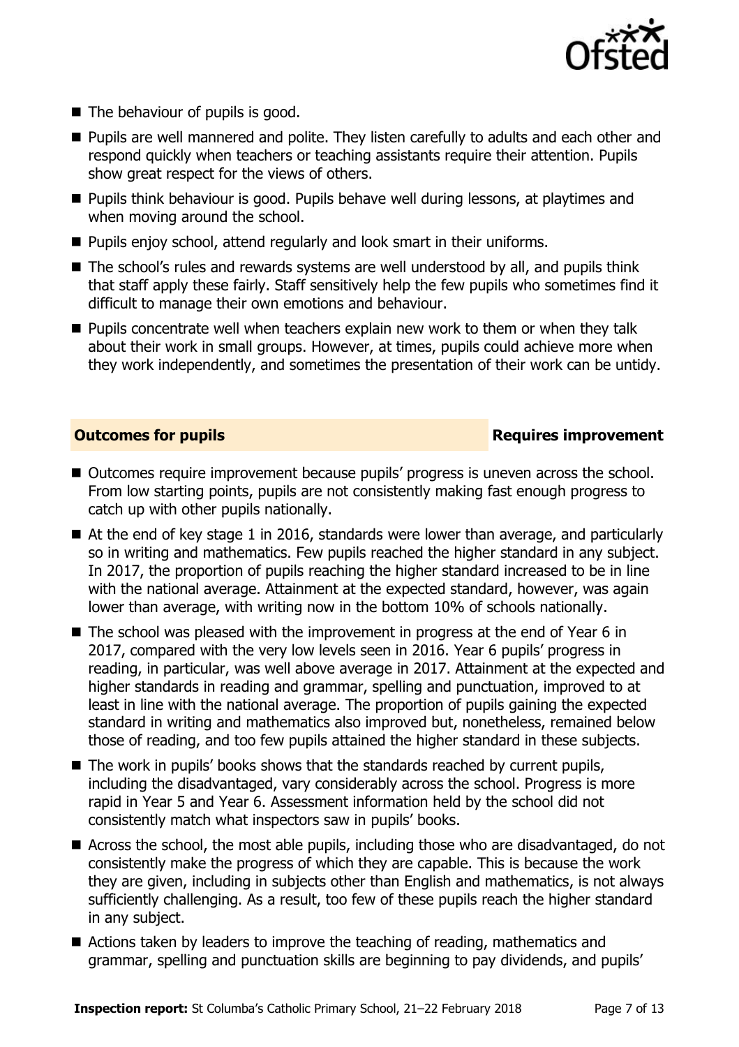- The behaviour of pupils is good.
- Pupils are well mannered and polite. They listen carefully to adults and each other and respond quickly when teachers or teaching assistants require their attention. Pupils show great respect for the views of others.
- Pupils think behaviour is good. Pupils behave well during lessons, at playtimes and when moving around the school.
- Pupils enjoy school, attend regularly and look smart in their uniforms.
- The school's rules and rewards systems are well understood by all, and pupils think that staff apply these fairly. Staff sensitively help the few pupils who sometimes find it difficult to manage their own emotions and behaviour.
- Pupils concentrate well when teachers explain new work to them or when they talk about their work in small groups. However, at times, pupils could achieve more when they work independently, and sometimes the presentation of their work can be untidy.

## Outcomes for pupils — Requires improvement

- Outcomes require improvement because pupils' progress is uneven across the school. From low starting points, pupils are not consistently making fast enough progress to catch up with other pupils nationally.
- At the end of key stage 1 in 2016, standards were lower than average, and particularly so in writing and mathematics. Few pupils reached the higher standard in any subject. In 2017, the proportion of pupils reaching the higher standard increased to be in line with the national average. Attainment at the expected standard, however, was again lower than average, with writing now in the bottom 10% of schools nationally.
- The school was pleased with the improvement in progress at the end of Year 6 in 2017, compared with the very low levels seen in 2016. Year 6 pupils' progress in reading, in particular, was well above average in 2017. Attainment at the expected and higher standards in reading and grammar, spelling and punctuation, improved to at least in line with the national average. The proportion of pupils gaining the expected standard in writing and mathematics also improved but, nonetheless, remained below those of reading, and too few pupils attained the higher standard in these subjects.
- The work in pupils' books shows that the standards reached by current pupils, including the disadvantaged, vary considerably across the school. Progress is more rapid in Year 5 and Year 6. Assessment information held by the school did not consistently match what inspectors saw in pupils' books.
- Across the school, the most able pupils, including those who are disadvantaged, do not consistently make the progress of which they are capable. This is because the work they are given, including in subjects other than English and mathematics, is not always sufficiently challenging. As a result, too few of these pupils reach the higher standard in any subject.
- Actions taken by leaders to improve the teaching of reading, mathematics and grammar, spelling and punctuation skills are beginning to pay dividends, and pupils'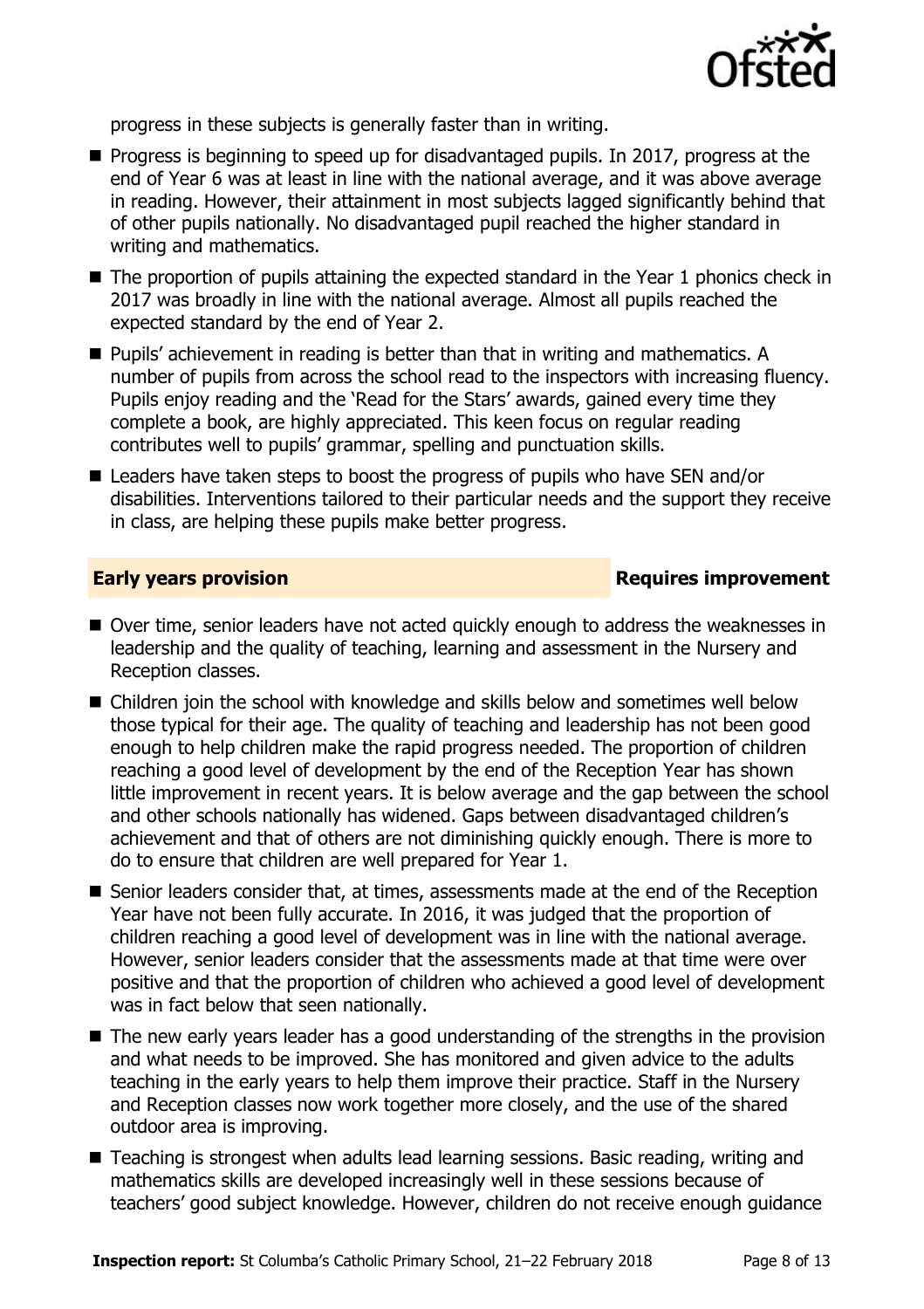progress in these subjects is generally faster than in writing.

- Progress is beginning to speed up for disadvantaged pupils. In 2017, progress at the end of Year 6 was at least in line with the national average, and it was above average in reading. However, their attainment in most subjects lagged significantly behind that of other pupils nationally. No disadvantaged pupil reached the higher standard in writing and mathematics.
- The proportion of pupils attaining the expected standard in the Year 1 phonics check in 2017 was broadly in line with the national average. Almost all pupils reached the expected standard by the end of Year 2.
- Pupils' achievement in reading is better than that in writing and mathematics. A number of pupils from across the school read to the inspectors with increasing fluency. Pupils enjoy reading and the 'Read for the Stars' awards, gained every time they complete a book, are highly appreciated. This keen focus on regular reading contributes well to pupils' grammar, spelling and punctuation skills.
- Leaders have taken steps to boost the progress of pupils who have SEN and/or disabilities. Interventions tailored to their particular needs and the support they receive in class, are helping these pupils make better progress.

## Early years provision — Requires improvement

- Over time, senior leaders have not acted quickly enough to address the weaknesses in leadership and the quality of teaching, learning and assessment in the Nursery and Reception classes.
- Children join the school with knowledge and skills below and sometimes well below those typical for their age. The quality of teaching and leadership has not been good enough to help children make the rapid progress needed. The proportion of children reaching a good level of development by the end of the Reception Year has shown little improvement in recent years. It is below average and the gap between the school and other schools nationally has widened. Gaps between disadvantaged children's achievement and that of others are not diminishing quickly enough. There is more to do to ensure that children are well prepared for Year 1.
- Senior leaders consider that, at times, assessments made at the end of the Reception Year have not been fully accurate. In 2016, it was judged that the proportion of children reaching a good level of development was in line with the national average. However, senior leaders consider that the assessments made at that time were over positive and that the proportion of children who achieved a good level of development was in fact below that seen nationally.
- The new early years leader has a good understanding of the strengths in the provision and what needs to be improved. She has monitored and given advice to the adults teaching in the early years to help them improve their practice. Staff in the Nursery and Reception classes now work together more closely, and the use of the shared outdoor area is improving.
- Teaching is strongest when adults lead learning sessions. Basic reading, writing and mathematics skills are developed increasingly well in these sessions because of teachers' good subject knowledge. However, children do not receive enough guidance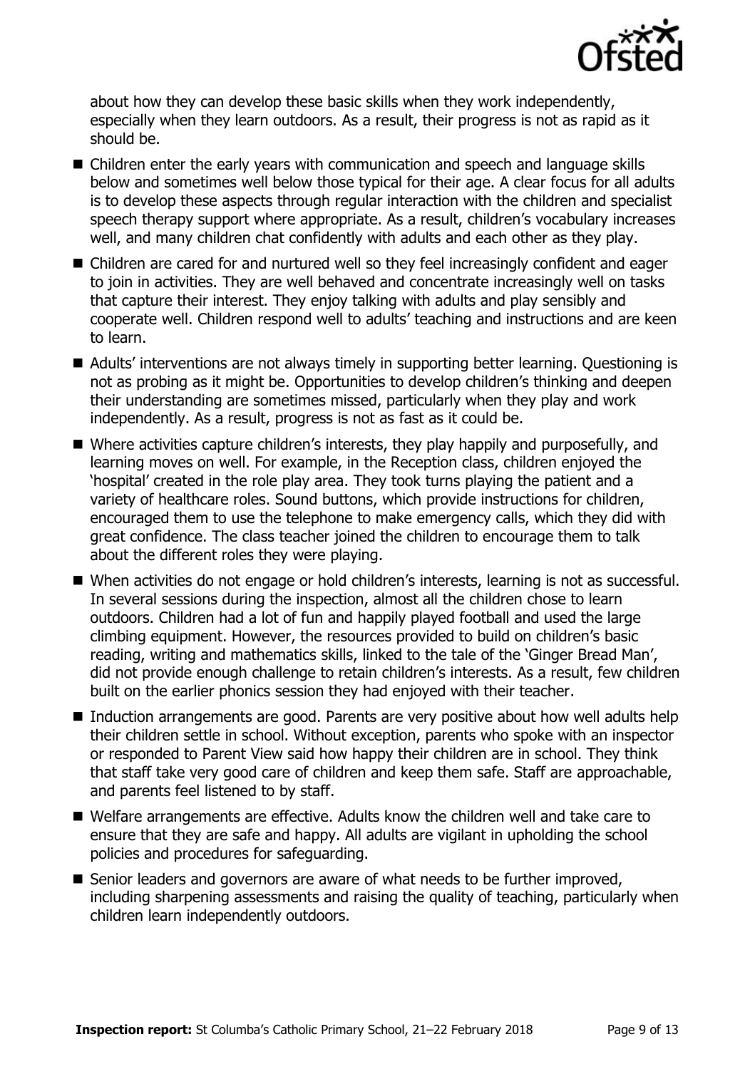about how they can develop these basic skills when they work independently, especially when they learn outdoors. As a result, their progress is not as rapid as it should be.

- Children enter the early years with communication and speech and language skills below and sometimes well below those typical for their age. A clear focus for all adults is to develop these aspects through regular interaction with the children and specialist speech therapy support where appropriate. As a result, children's vocabulary increases well, and many children chat confidently with adults and each other as they play.
- Children are cared for and nurtured well so they feel increasingly confident and eager to join in activities. They are well behaved and concentrate increasingly well on tasks that capture their interest. They enjoy talking with adults and play sensibly and cooperate well. Children respond well to adults' teaching and instructions and are keen to learn.
- Adults' interventions are not always timely in supporting better learning. Questioning is not as probing as it might be. Opportunities to develop children's thinking and deepen their understanding are sometimes missed, particularly when they play and work independently. As a result, progress is not as fast as it could be.
- Where activities capture children's interests, they play happily and purposefully, and learning moves on well. For example, in the Reception class, children enjoyed the 'hospital' created in the role play area. They took turns playing the patient and a variety of healthcare roles. Sound buttons, which provide instructions for children, encouraged them to use the telephone to make emergency calls, which they did with great confidence. The class teacher joined the children to encourage them to talk about the different roles they were playing.
- When activities do not engage or hold children's interests, learning is not as successful. In several sessions during the inspection, almost all the children chose to learn outdoors. Children had a lot of fun and happily played football and used the large climbing equipment. However, the resources provided to build on children's basic reading, writing and mathematics skills, linked to the tale of the 'Ginger Bread Man', did not provide enough challenge to retain children's interests. As a result, few children built on the earlier phonics session they had enjoyed with their teacher.
- Induction arrangements are good. Parents are very positive about how well adults help their children settle in school. Without exception, parents who spoke with an inspector or responded to Parent View said how happy their children are in school. They think that staff take very good care of children and keep them safe. Staff are approachable, and parents feel listened to by staff.
- Welfare arrangements are effective. Adults know the children well and take care to ensure that they are safe and happy. All adults are vigilant in upholding the school policies and procedures for safeguarding.
- Senior leaders and governors are aware of what needs to be further improved, including sharpening assessments and raising the quality of teaching, particularly when children learn independently outdoors.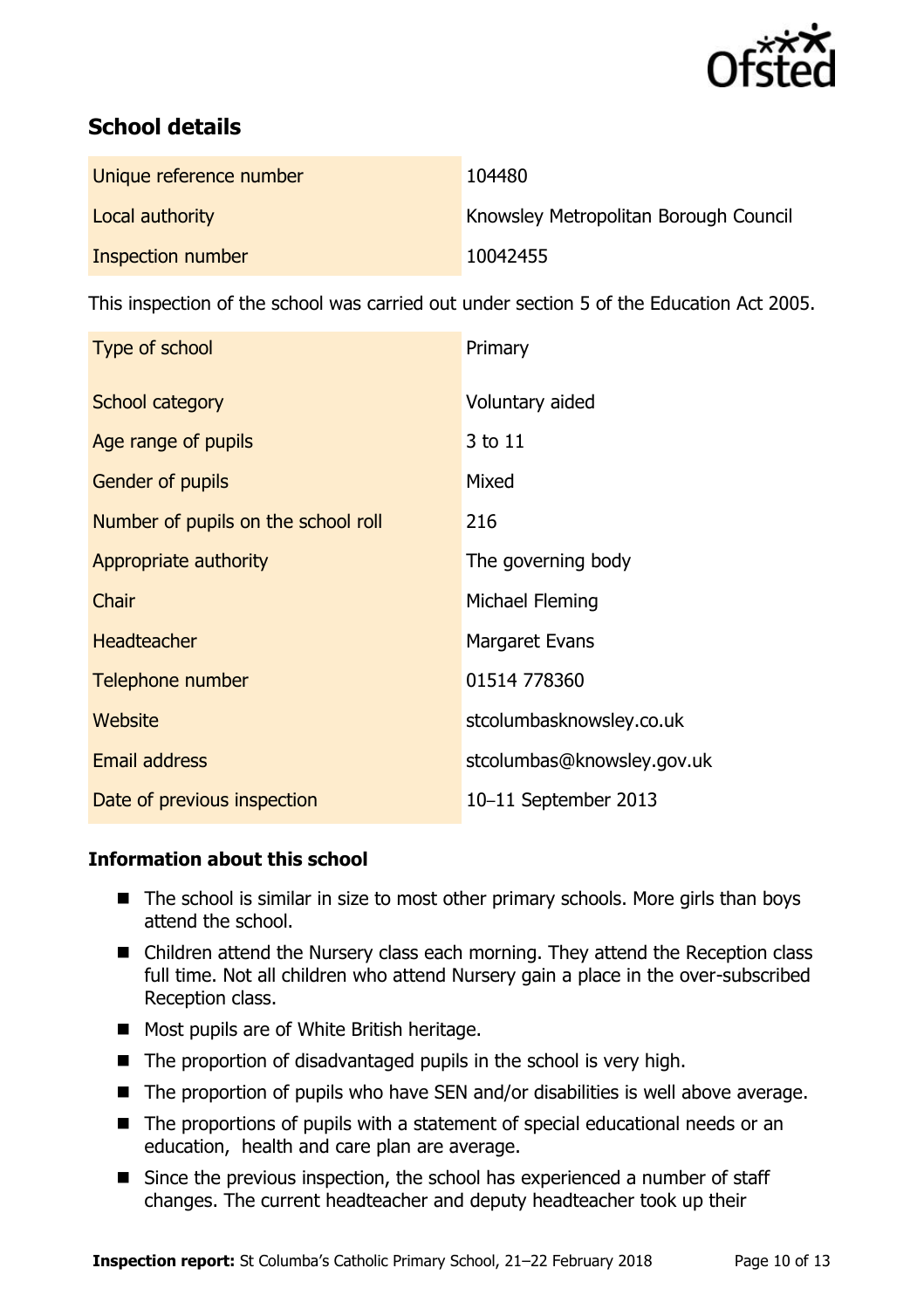## School details

| | |
|---|---|
| Unique reference number | 104480 |
| Local authority | Knowsley Metropolitan Borough Council |
| Inspection number | 10042455 |

This inspection of the school was carried out under section 5 of the Education Act 2005.

| | |
|---|---|
| Type of school | Primary |
| School category | Voluntary aided |
| Age range of pupils | 3 to 11 |
| Gender of pupils | Mixed |
| Number of pupils on the school roll | 216 |
| Appropriate authority | The governing body |
| Chair | Michael Fleming |
| Headteacher | Margaret Evans |
| Telephone number | 01514 778360 |
| Website | stcolumbasknowsley.co.uk |
| Email address | stcolumbas@knowsley.gov.uk |
| Date of previous inspection | 10–11 September 2013 |

### Information about this school

- The school is similar in size to most other primary schools. More girls than boys attend the school.
- Children attend the Nursery class each morning. They attend the Reception class full time. Not all children who attend Nursery gain a place in the over-subscribed Reception class.
- Most pupils are of White British heritage.
- The proportion of disadvantaged pupils in the school is very high.
- The proportion of pupils who have SEN and/or disabilities is well above average.
- The proportions of pupils with a statement of special educational needs or an education, health and care plan are average.
- Since the previous inspection, the school has experienced a number of staff changes. The current headteacher and deputy headteacher took up their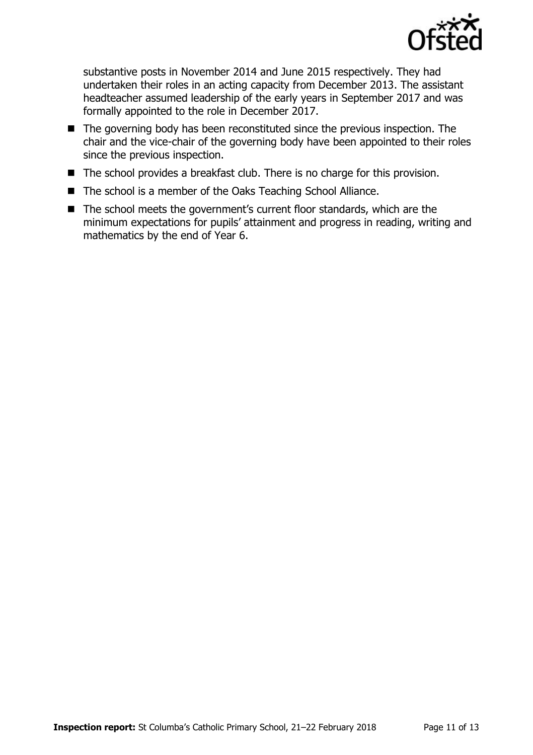substantive posts in November 2014 and June 2015 respectively. They had undertaken their roles in an acting capacity from December 2013. The assistant headteacher assumed leadership of the early years in September 2017 and was formally appointed to the role in December 2017.

- The governing body has been reconstituted since the previous inspection. The chair and the vice-chair of the governing body have been appointed to their roles since the previous inspection.
- The school provides a breakfast club. There is no charge for this provision.
- The school is a member of the Oaks Teaching School Alliance.
- The school meets the government's current floor standards, which are the minimum expectations for pupils' attainment and progress in reading, writing and mathematics by the end of Year 6.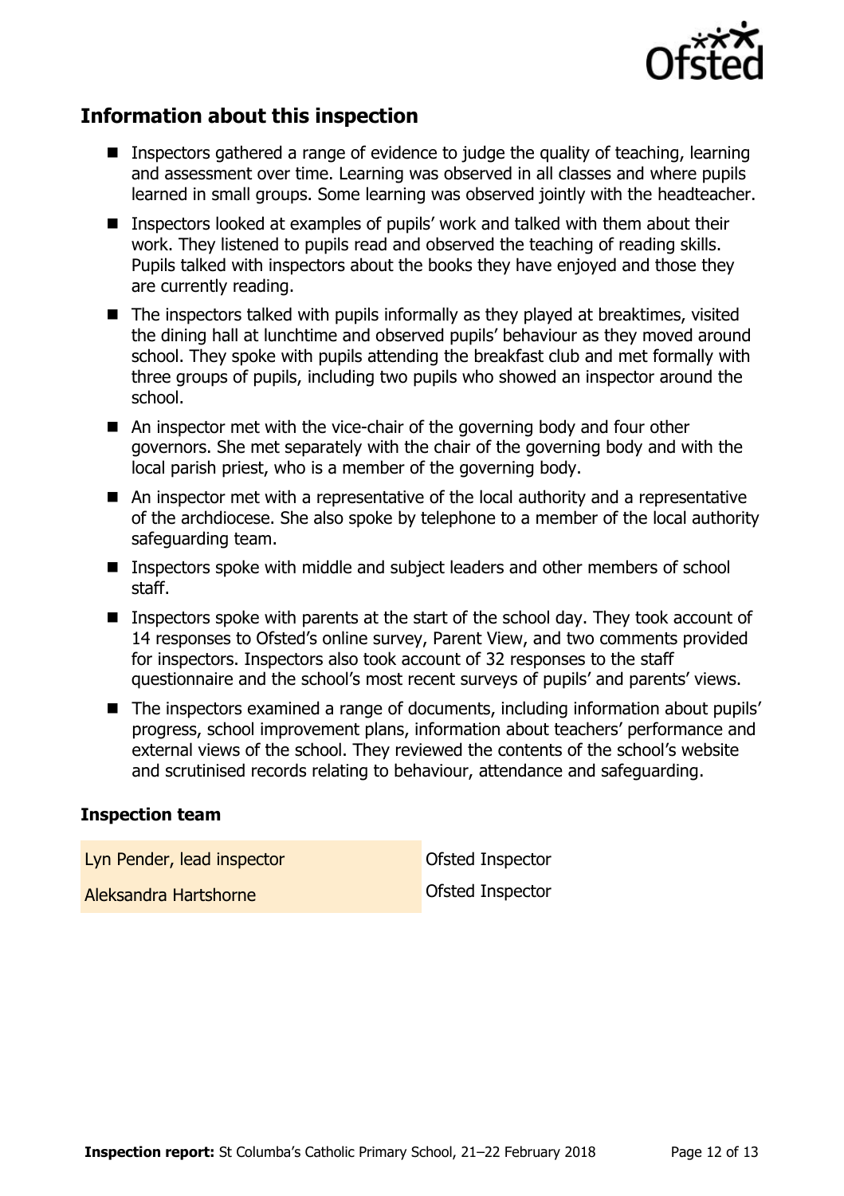## Information about this inspection

- Inspectors gathered a range of evidence to judge the quality of teaching, learning and assessment over time. Learning was observed in all classes and where pupils learned in small groups. Some learning was observed jointly with the headteacher.
- Inspectors looked at examples of pupils' work and talked with them about their work. They listened to pupils read and observed the teaching of reading skills. Pupils talked with inspectors about the books they have enjoyed and those they are currently reading.
- The inspectors talked with pupils informally as they played at breaktimes, visited the dining hall at lunchtime and observed pupils' behaviour as they moved around school. They spoke with pupils attending the breakfast club and met formally with three groups of pupils, including two pupils who showed an inspector around the school.
- An inspector met with the vice-chair of the governing body and four other governors. She met separately with the chair of the governing body and with the local parish priest, who is a member of the governing body.
- An inspector met with a representative of the local authority and a representative of the archdiocese. She also spoke by telephone to a member of the local authority safeguarding team.
- Inspectors spoke with middle and subject leaders and other members of school staff.
- Inspectors spoke with parents at the start of the school day. They took account of 14 responses to Ofsted's online survey, Parent View, and two comments provided for inspectors. Inspectors also took account of 32 responses to the staff questionnaire and the school's most recent surveys of pupils' and parents' views.
- The inspectors examined a range of documents, including information about pupils' progress, school improvement plans, information about teachers' performance and external views of the school. They reviewed the contents of the school's website and scrutinised records relating to behaviour, attendance and safeguarding.

### Inspection team

| | |
|---|---|
| Lyn Pender, lead inspector | Ofsted Inspector |
| Aleksandra Hartshorne | Ofsted Inspector |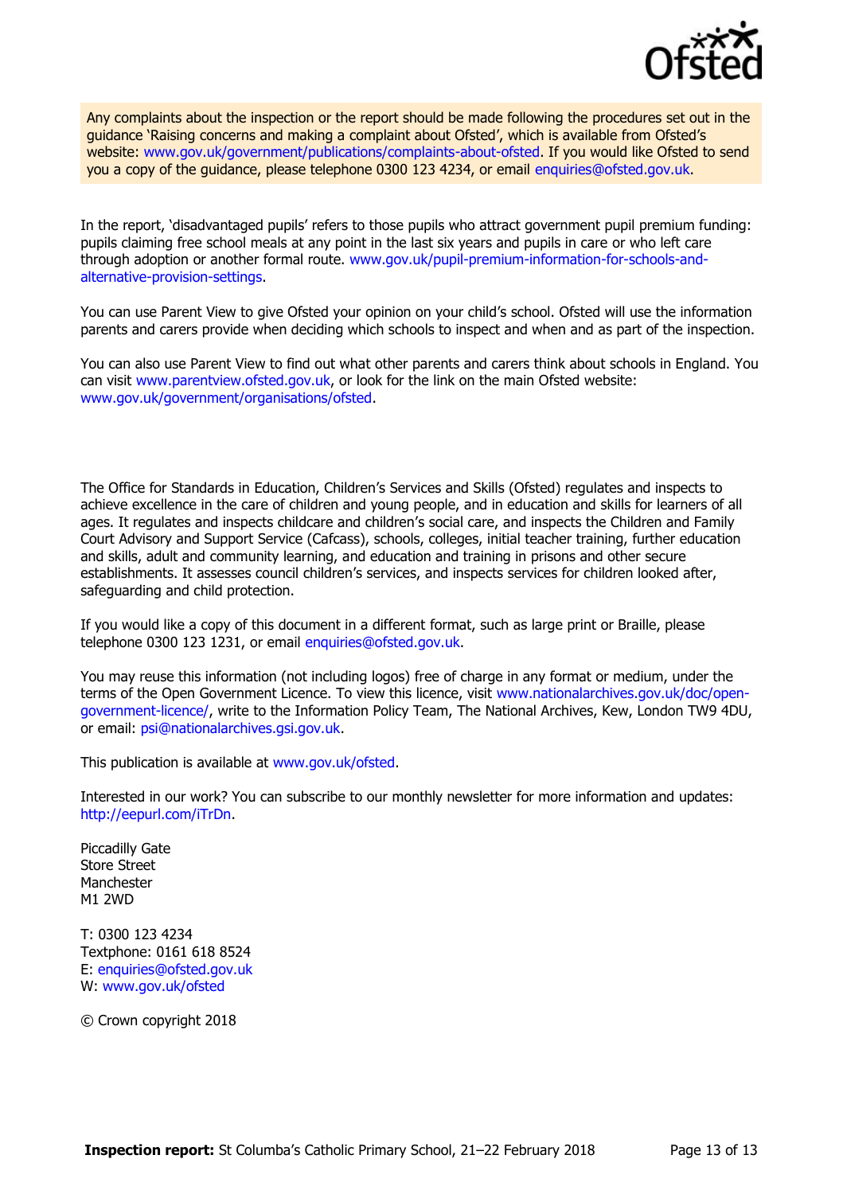Any complaints about the inspection or the report should be made following the procedures set out in the guidance 'Raising concerns and making a complaint about Ofsted', which is available from Ofsted's website: www.gov.uk/government/publications/complaints-about-ofsted. If you would like Ofsted to send you a copy of the guidance, please telephone 0300 123 4234, or email enquiries@ofsted.gov.uk.

In the report, 'disadvantaged pupils' refers to those pupils who attract government pupil premium funding: pupils claiming free school meals at any point in the last six years and pupils in care or who left care through adoption or another formal route. www.gov.uk/pupil-premium-information-for-schools-and-alternative-provision-settings.

You can use Parent View to give Ofsted your opinion on your child's school. Ofsted will use the information parents and carers provide when deciding which schools to inspect and when and as part of the inspection.

You can also use Parent View to find out what other parents and carers think about schools in England. You can visit www.parentview.ofsted.gov.uk, or look for the link on the main Ofsted website: www.gov.uk/government/organisations/ofsted.

The Office for Standards in Education, Children's Services and Skills (Ofsted) regulates and inspects to achieve excellence in the care of children and young people, and in education and skills for learners of all ages. It regulates and inspects childcare and children's social care, and inspects the Children and Family Court Advisory and Support Service (Cafcass), schools, colleges, initial teacher training, further education and skills, adult and community learning, and education and training in prisons and other secure establishments. It assesses council children's services, and inspects services for children looked after, safeguarding and child protection.

If you would like a copy of this document in a different format, such as large print or Braille, please telephone 0300 123 1231, or email enquiries@ofsted.gov.uk.

You may reuse this information (not including logos) free of charge in any format or medium, under the terms of the Open Government Licence. To view this licence, visit www.nationalarchives.gov.uk/doc/open-government-licence/, write to the Information Policy Team, The National Archives, Kew, London TW9 4DU, or email: psi@nationalarchives.gsi.gov.uk.

This publication is available at www.gov.uk/ofsted.

Interested in our work? You can subscribe to our monthly newsletter for more information and updates: http://eepurl.com/iTrDn.

Piccadilly Gate  
Store Street  
Manchester  
M1 2WD

T: 0300 123 4234  
Textphone: 0161 618 8524  
E: enquiries@ofsted.gov.uk  
W: www.gov.uk/ofsted

© Crown copyright 2018